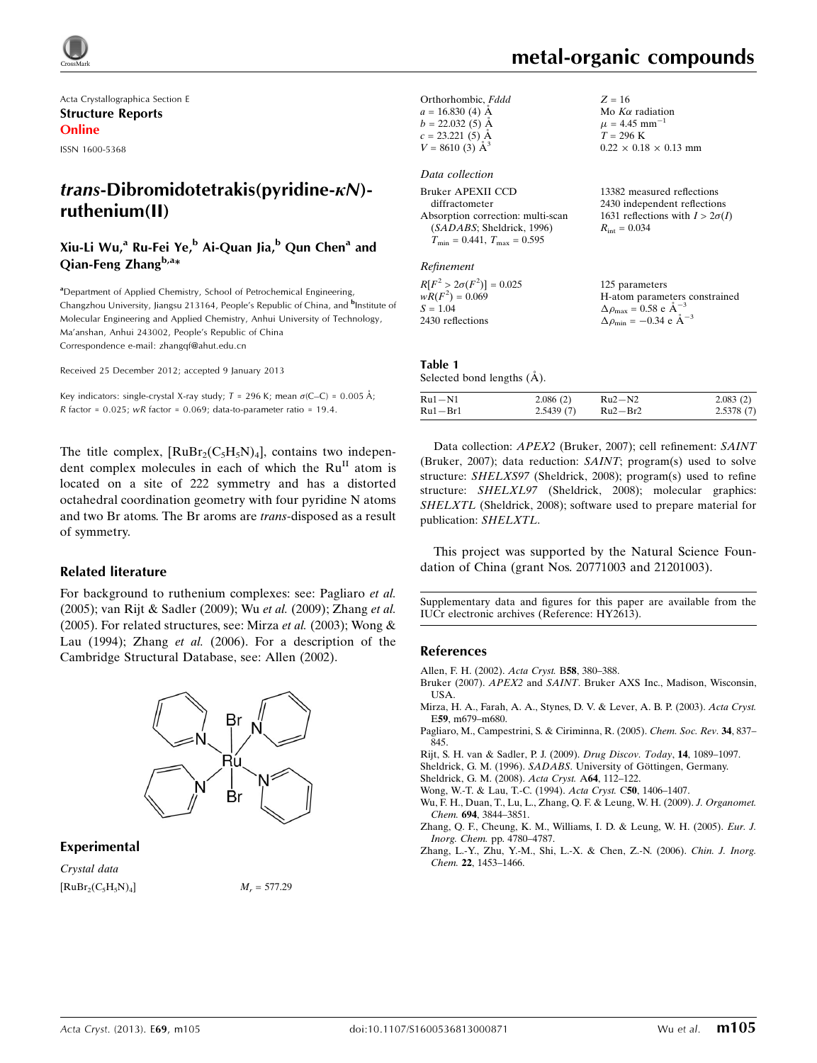Acta Crystallographica Section E

**Structure Reports Online**

ISSN 1600-5368

# *trans*-Dibromidotetrakis(pyridine-κN)-ruthenium(II)

**Xiu-Li Wu,[a] Ru-Fei Ye,[b] Ai-Quan Jia,[b] Qun Chen[a] and Qian-Feng Zhang[b,a]***

[a]Department of Applied Chemistry, School of Petrochemical Engineering, Changzhou University, Jiangsu 213164, People's Republic of China, and [b]Institute of Molecular Engineering and Applied Chemistry, Anhui University of Technology, Ma'anshan, Anhui 243002, People's Republic of China
Correspondence e-mail: zhangqf@ahut.edu.cn

Received 25 December 2012; accepted 9 January 2013

Key indicators: single-crystal X-ray study; $T = 296$ K; mean $\sigma$(C–C) = 0.005 Å; $R$ factor = 0.025; $wR$ factor = 0.069; data-to-parameter ratio = 19.4.

The title complex, $[RuBr_2(C_5H_5N)_4]$, contains two independent complex molecules in each of which the $Ru^{II}$ atom is located on a site of 222 symmetry and has a distorted octahedral coordination geometry with four pyridine N atoms and two Br atoms. The Br aroms are *trans*-disposed as a result of symmetry.

## Related literature

For background to ruthenium complexes: see: Pagliaro *et al.* (2005); van Rijt & Sadler (2009); Wu *et al.* (2009); Zhang *et al.* (2005). For related structures, see: Mirza *et al.* (2003); Wong & Lau (1994); Zhang *et al.* (2006). For a description of the Cambridge Structural Database, see: Allen (2002).

## Experimental

### *Crystal data*

$[RuBr_2(C_5H_5N)_4]$
$M_r = 577.29$
Orthorhombic, *Fddd*
$a = 16.830$ (4) Å
$b = 22.032$ (5) Å
$c = 23.221$ (5) Å
$V = 8610$ (3) Å$^3$
$Z = 16$
Mo $K\alpha$ radiation
$\mu = 4.45$ mm$^{-1}$
$T = 296$ K
$0.22 \times 0.18 \times 0.13$ mm

### *Data collection*

Bruker APEXII CCD diffractometer
Absorption correction: multi-scan (*SADABS*; Sheldrick, 1996)
$T_{min} = 0.441$, $T_{max} = 0.595$
13382 measured reflections
2430 independent reflections
1631 reflections with $I > 2\sigma(I)$
$R_{int} = 0.034$

### *Refinement*

$R[F^2 > 2\sigma(F^2)] = 0.025$
$wR(F^2) = 0.069$
$S = 1.04$
2430 reflections
125 parameters
H-atom parameters constrained
$\Delta\rho_{max} = 0.58$ e Å$^{-3}$
$\Delta\rho_{min} = -0.34$ e Å$^{-3}$

**Table 1**
Selected bond lengths (Å).

| | | | |
|---|---|---|---|
| Ru1—N1 | 2.086 (2) | Ru2—N2 | 2.083 (2) |
| Ru1—Br1 | 2.5439 (7) | Ru2—Br2 | 2.5378 (7) |

Data collection: *APEX2* (Bruker, 2007); cell refinement: *SAINT* (Bruker, 2007); data reduction: *SAINT*; program(s) used to solve structure: *SHELXS97* (Sheldrick, 2008); program(s) used to refine structure: *SHELXL97* (Sheldrick, 2008); molecular graphics: *SHELXTL* (Sheldrick, 2008); software used to prepare material for publication: *SHELXTL*.

This project was supported by the Natural Science Foundation of China (grant Nos. 20771003 and 21201003).

Supplementary data and figures for this paper are available from the IUCr electronic archives (Reference: HY2613).

## References

Allen, F. H. (2002). *Acta Cryst.* B**58**, 380–388.
Bruker (2007). *APEX2* and *SAINT*. Bruker AXS Inc., Madison, Wisconsin, USA.
Mirza, H. A., Farah, A. A., Stynes, D. V. & Lever, A. B. P. (2003). *Acta Cryst.* E**59**, m679–m680.
Pagliaro, M., Campestrini, S. & Ciriminna, R. (2005). *Chem. Soc. Rev.* **34**, 837–845.
Rijt, S. H. van & Sadler, P. J. (2009). *Drug Discov. Today*, **14**, 1089–1097.
Sheldrick, G. M. (1996). *SADABS*. University of Göttingen, Germany.
Sheldrick, G. M. (2008). *Acta Cryst.* A**64**, 112–122.
Wong, W.-T. & Lau, T.-C. (1994). *Acta Cryst.* C**50**, 1406–1407.
Wu, F. H., Duan, T., Lu, L., Zhang, Q. F. & Leung, W. H. (2009). *J. Organomet. Chem.* **694**, 3844–3851.
Zhang, Q. F., Cheung, K. M., Williams, I. D. & Leung, W. H. (2005). *Eur. J. Inorg. Chem.* pp. 4780–4787.
Zhang, L.-Y., Zhu, Y.-M., Shi, L.-X. & Chen, Z.-N. (2006). *Chin. J. Inorg. Chem.* **22**, 1453–1466.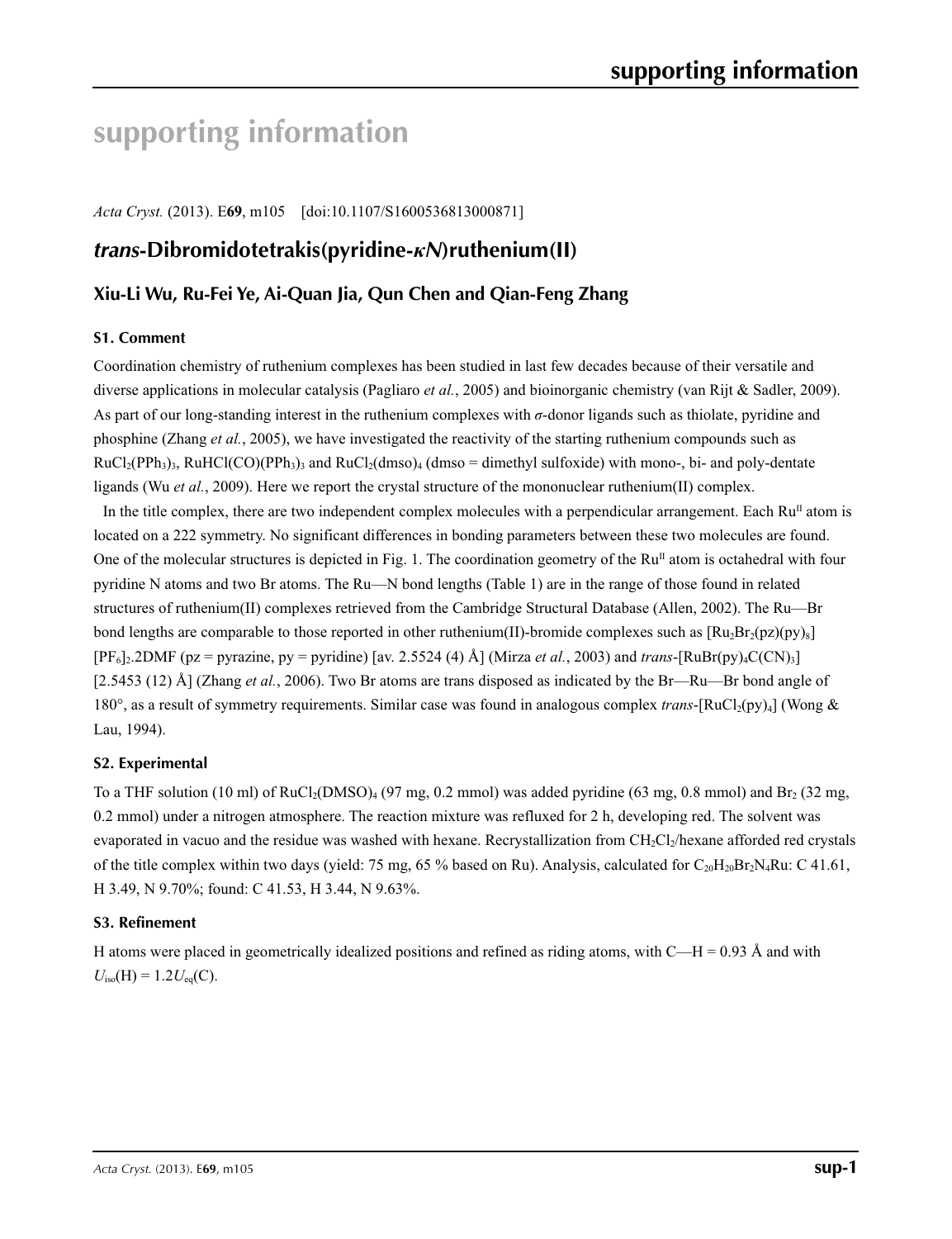# supporting information

*Acta Cryst.* (2013). E**69**, m105    [doi:10.1107/S1600536813000871]

## *trans*-Dibromidotetrakis(pyridine-*κN*)ruthenium(II)

### Xiu-Li Wu, Ru-Fei Ye, Ai-Quan Jia, Qun Chen and Qian-Feng Zhang

#### S1. Comment

Coordination chemistry of ruthenium complexes has been studied in last few decades because of their versatile and diverse applications in molecular catalysis (Pagliaro *et al.*, 2005) and bioinorganic chemistry (van Rijt & Sadler, 2009). As part of our long-standing interest in the ruthenium complexes with *σ*-donor ligands such as thiolate, pyridine and phosphine (Zhang *et al.*, 2005), we have investigated the reactivity of the starting ruthenium compounds such as $RuCl_2(PPh_3)_3$, $RuHCl(CO)(PPh_3)_3$ and $RuCl_2(dmso)_4$ (dmso = dimethyl sulfoxide) with mono-, bi- and poly-dentate ligands (Wu *et al.*, 2009). Here we report the crystal structure of the mononuclear ruthenium(II) complex.

In the title complex, there are two independent complex molecules with a perpendicular arrangement. Each $Ru^{II}$ atom is located on a 222 symmetry. No significant differences in bonding parameters between these two molecules are found. One of the molecular structures is depicted in Fig. 1. The coordination geometry of the $Ru^{II}$ atom is octahedral with four pyridine N atoms and two Br atoms. The Ru—N bond lengths (Table 1) are in the range of those found in related structures of ruthenium(II) complexes retrieved from the Cambridge Structural Database (Allen, 2002). The Ru—Br bond lengths are comparable to those reported in other ruthenium(II)-bromide complexes such as $[Ru_2Br_2(pz)(py)_8][PF_6]_2.2DMF$ (pz = pyrazine, py = pyridine) [av. 2.5524 (4) Å] (Mirza *et al.*, 2003) and *trans*-$[RuBr(py)_4C(CN)_3]$ [2.5453 (12) Å] (Zhang *et al.*, 2006). Two Br atoms are trans disposed as indicated by the Br—Ru—Br bond angle of 180°, as a result of symmetry requirements. Similar case was found in analogous complex *trans*-$[RuCl_2(py)_4]$ (Wong & Lau, 1994).

#### S2. Experimental

To a THF solution (10 ml) of $RuCl_2(DMSO)_4$ (97 mg, 0.2 mmol) was added pyridine (63 mg, 0.8 mmol) and $Br_2$ (32 mg, 0.2 mmol) under a nitrogen atmosphere. The reaction mixture was refluxed for 2 h, developing red. The solvent was evaporated in vacuo and the residue was washed with hexane. Recrystallization from $CH_2Cl_2$/hexane afforded red crystals of the title complex within two days (yield: 75 mg, 65 % based on Ru). Analysis, calculated for $C_{20}H_{20}Br_2N_4Ru$: C 41.61, H 3.49, N 9.70%; found: C 41.53, H 3.44, N 9.63%.

#### S3. Refinement

H atoms were placed in geometrically idealized positions and refined as riding atoms, with C—H = 0.93 Å and with $U_{iso}(H) = 1.2U_{eq}(C)$.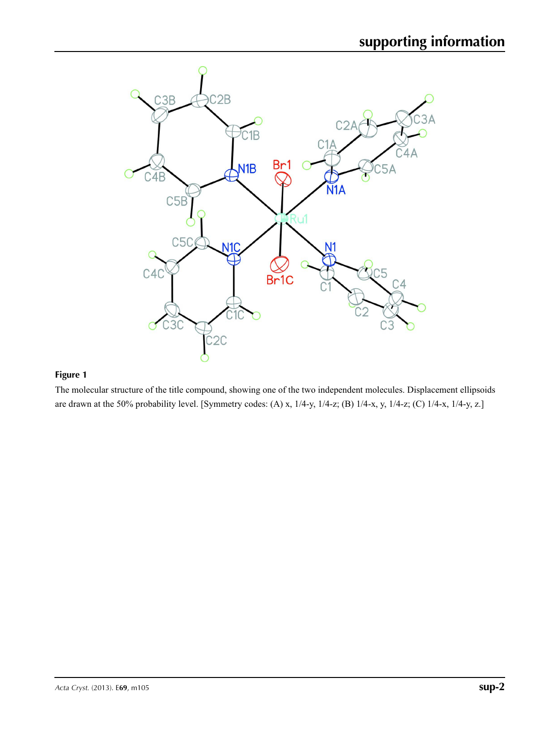**Figure 1**

The molecular structure of the title compound, showing one of the two independent molecules. Displacement ellipsoids are drawn at the 50% probability level. [Symmetry codes: (A) x, 1/4-y, 1/4-z; (B) 1/4-x, y, 1/4-z; (C) 1/4-x, 1/4-y, z.]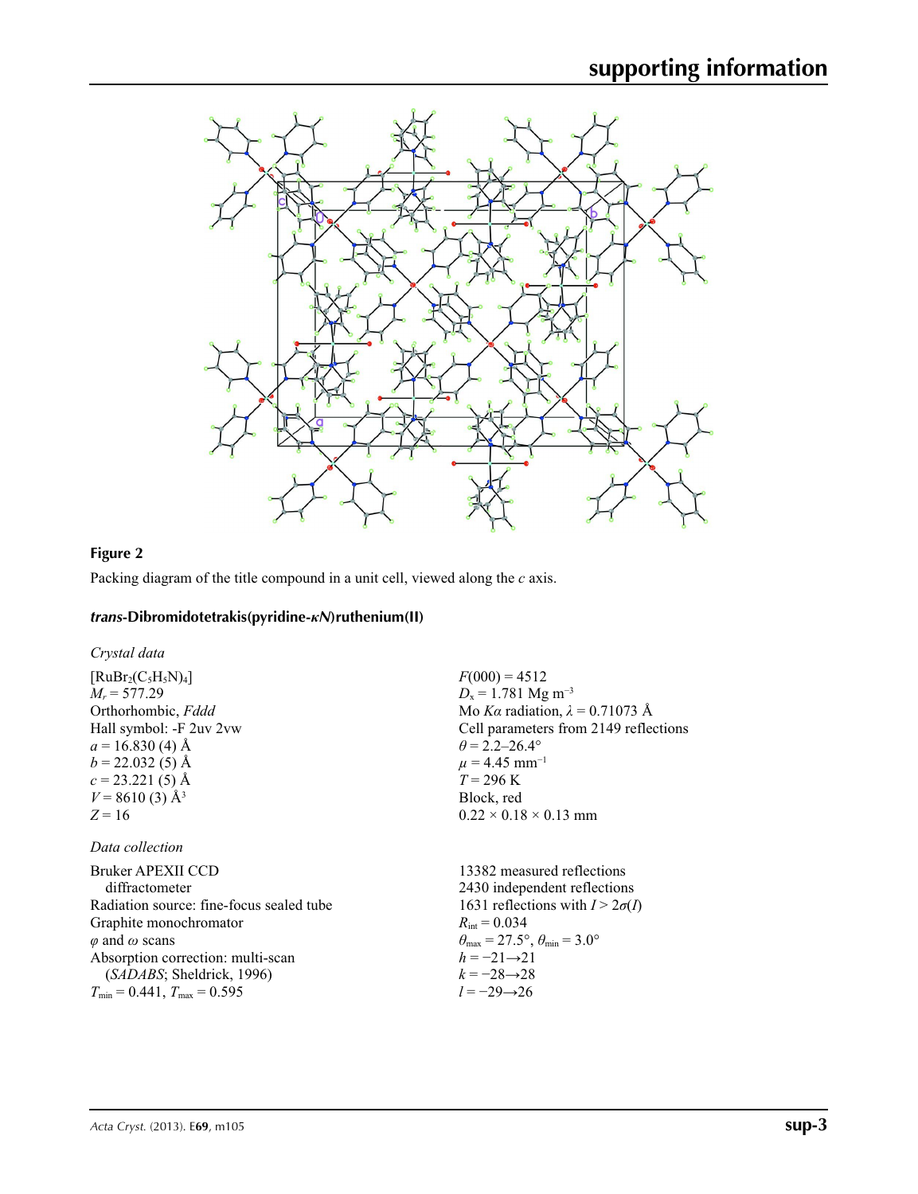**Figure 2**

Packing diagram of the title compound in a unit cell, viewed along the *c* axis.

### *trans*-Dibromidotetrakis(pyridine-$\kappa N$)ruthenium(II)

*Crystal data*

$[RuBr_2(C_5H_5N)_4]$
$M_r = 577.29$
Orthorhombic, *Fddd*
Hall symbol: -F 2uv 2vw
$a = 16.830$ (4) Å
$b = 22.032$ (5) Å
$c = 23.221$ (5) Å
$V = 8610$ (3) Å$^3$
$Z = 16$

$F(000) = 4512$
$D_x = 1.781$ Mg m$^{-3}$
Mo $K\alpha$ radiation, $\lambda = 0.71073$ Å
Cell parameters from 2149 reflections
$\theta = 2.2$–$26.4°$
$\mu = 4.45$ mm$^{-1}$
$T = 296$ K
Block, red
$0.22 \times 0.18 \times 0.13$ mm

*Data collection*

Bruker APEXII CCD diffractometer
Radiation source: fine-focus sealed tube
Graphite monochromator
$\varphi$ and $\omega$ scans
Absorption correction: multi-scan (*SADABS*; Sheldrick, 1996)
$T_{min} = 0.441$, $T_{max} = 0.595$

13382 measured reflections
2430 independent reflections
1631 reflections with $I > 2\sigma(I)$
$R_{int} = 0.034$
$\theta_{max} = 27.5°$, $\theta_{min} = 3.0°$
$h = -21 \rightarrow 21$
$k = -28 \rightarrow 28$
$l = -29 \rightarrow 26$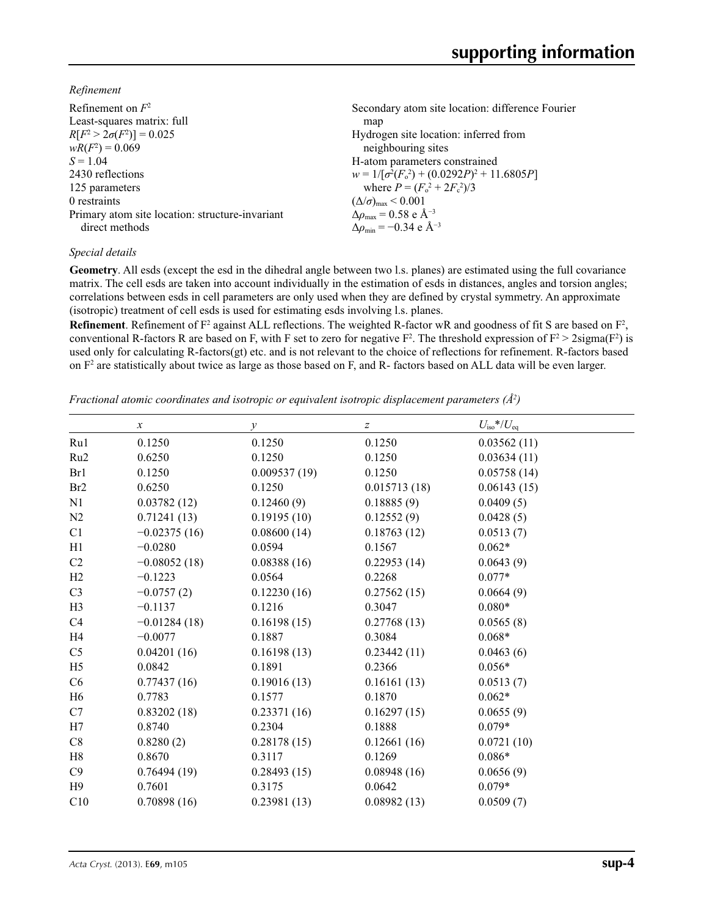*Refinement*

Refinement on $F^2$
Least-squares matrix: full
$R[F^2 > 2\sigma(F^2)] = 0.025$
$wR(F^2) = 0.069$
$S = 1.04$
2430 reflections
125 parameters
0 restraints
Primary atom site location: structure-invariant direct methods
Secondary atom site location: difference Fourier map
Hydrogen site location: inferred from neighbouring sites
H-atom parameters constrained
$w = 1/[\sigma^2(F_o^2) + (0.0292P)^2 + 11.6805P]$ where $P = (F_o^2 + 2F_c^2)/3$
$(\Delta/\sigma)_{max} < 0.001$
$\Delta\rho_{max} = 0.58$ e Å$^{-3}$
$\Delta\rho_{min} = -0.34$ e Å$^{-3}$

*Special details*

**Geometry**. All esds (except the esd in the dihedral angle between two l.s. planes) are estimated using the full covariance matrix. The cell esds are taken into account individually in the estimation of esds in distances, angles and torsion angles; correlations between esds in cell parameters are only used when they are defined by crystal symmetry. An approximate (isotropic) treatment of cell esds is used for estimating esds involving l.s. planes.

**Refinement**. Refinement of F$^2$ against ALL reflections. The weighted R-factor wR and goodness of fit S are based on F$^2$, conventional R-factors R are based on F, with F set to zero for negative F$^2$. The threshold expression of F$^2$ > 2sigma(F$^2$) is used only for calculating R-factors(gt) etc. and is not relevant to the choice of reflections for refinement. R-factors based on F$^2$ are statistically about twice as large as those based on F, and R- factors based on ALL data will be even larger.

*Fractional atomic coordinates and isotropic or equivalent isotropic displacement parameters (Å$^2$)*

| | $x$ | $y$ | $z$ | $U_{iso}$*/$U_{eq}$ |
|---|---|---|---|---|
| Ru1 | 0.1250 | 0.1250 | 0.1250 | 0.03562 (11) |
| Ru2 | 0.6250 | 0.1250 | 0.1250 | 0.03634 (11) |
| Br1 | 0.1250 | 0.009537 (19) | 0.1250 | 0.05758 (14) |
| Br2 | 0.6250 | 0.1250 | 0.015713 (18) | 0.06143 (15) |
| N1 | 0.03782 (12) | 0.12460 (9) | 0.18885 (9) | 0.0409 (5) |
| N2 | 0.71241 (13) | 0.19195 (10) | 0.12552 (9) | 0.0428 (5) |
| C1 | −0.02375 (16) | 0.08600 (14) | 0.18763 (12) | 0.0513 (7) |
| H1 | −0.0280 | 0.0594 | 0.1567 | 0.062* |
| C2 | −0.08052 (18) | 0.08388 (16) | 0.22953 (14) | 0.0643 (9) |
| H2 | −0.1223 | 0.0564 | 0.2268 | 0.077* |
| C3 | −0.0757 (2) | 0.12230 (16) | 0.27562 (15) | 0.0664 (9) |
| H3 | −0.1137 | 0.1216 | 0.3047 | 0.080* |
| C4 | −0.01284 (18) | 0.16198 (15) | 0.27768 (13) | 0.0565 (8) |
| H4 | −0.0077 | 0.1887 | 0.3084 | 0.068* |
| C5 | 0.04201 (16) | 0.16198 (13) | 0.23442 (11) | 0.0463 (6) |
| H5 | 0.0842 | 0.1891 | 0.2366 | 0.056* |
| C6 | 0.77437 (16) | 0.19016 (13) | 0.16161 (13) | 0.0513 (7) |
| H6 | 0.7783 | 0.1577 | 0.1870 | 0.062* |
| C7 | 0.83202 (18) | 0.23371 (16) | 0.16297 (15) | 0.0655 (9) |
| H7 | 0.8740 | 0.2304 | 0.1888 | 0.079* |
| C8 | 0.8280 (2) | 0.28178 (15) | 0.12661 (16) | 0.0721 (10) |
| H8 | 0.8670 | 0.3117 | 0.1269 | 0.086* |
| C9 | 0.76494 (19) | 0.28493 (15) | 0.08948 (16) | 0.0656 (9) |
| H9 | 0.7601 | 0.3175 | 0.0642 | 0.079* |
| C10 | 0.70898 (16) | 0.23981 (13) | 0.08982 (13) | 0.0509 (7) |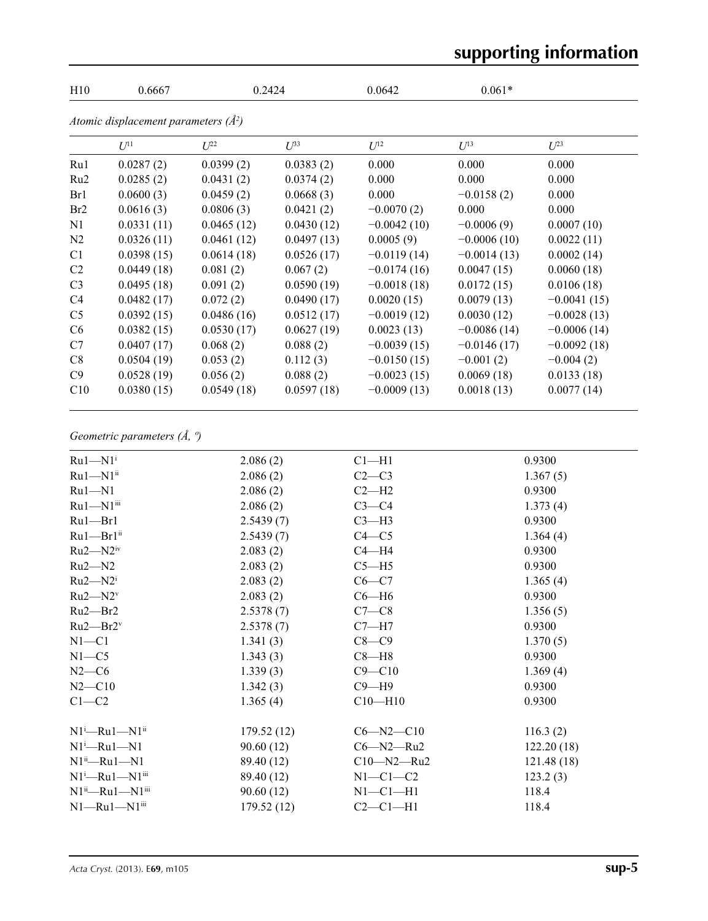| H10 | 0.6667 | 0.2424 | 0.0642 | 0.061* |
|---|---|---|---|---|

*Atomic displacement parameters (Å²)*

| | $U^{11}$ | $U^{22}$ | $U^{33}$ | $U^{12}$ | $U^{13}$ | $U^{23}$ |
|---|---|---|---|---|---|---|
| Ru1 | 0.0287 (2) | 0.0399 (2) | 0.0383 (2) | 0.000 | 0.000 | 0.000 |
| Ru2 | 0.0285 (2) | 0.0431 (2) | 0.0374 (2) | 0.000 | 0.000 | 0.000 |
| Br1 | 0.0600 (3) | 0.0459 (2) | 0.0668 (3) | 0.000 | −0.0158 (2) | 0.000 |
| Br2 | 0.0616 (3) | 0.0806 (3) | 0.0421 (2) | −0.0070 (2) | 0.000 | 0.000 |
| N1 | 0.0331 (11) | 0.0465 (12) | 0.0430 (12) | −0.0042 (10) | −0.0006 (9) | 0.0007 (10) |
| N2 | 0.0326 (11) | 0.0461 (12) | 0.0497 (13) | 0.0005 (9) | −0.0006 (10) | 0.0022 (11) |
| C1 | 0.0398 (15) | 0.0614 (18) | 0.0526 (17) | −0.0119 (14) | −0.0014 (13) | 0.0002 (14) |
| C2 | 0.0449 (18) | 0.081 (2) | 0.067 (2) | −0.0174 (16) | 0.0047 (15) | 0.0060 (18) |
| C3 | 0.0495 (18) | 0.091 (2) | 0.0590 (19) | −0.0018 (18) | 0.0172 (15) | 0.0106 (18) |
| C4 | 0.0482 (17) | 0.072 (2) | 0.0490 (17) | 0.0020 (15) | 0.0079 (13) | −0.0041 (15) |
| C5 | 0.0392 (15) | 0.0486 (16) | 0.0512 (17) | −0.0019 (12) | 0.0030 (12) | −0.0028 (13) |
| C6 | 0.0382 (15) | 0.0530 (17) | 0.0627 (19) | 0.0023 (13) | −0.0086 (14) | −0.0006 (14) |
| C7 | 0.0407 (17) | 0.068 (2) | 0.088 (2) | −0.0039 (15) | −0.0146 (17) | −0.0092 (18) |
| C8 | 0.0504 (19) | 0.053 (2) | 0.112 (3) | −0.0150 (15) | −0.001 (2) | −0.004 (2) |
| C9 | 0.0528 (19) | 0.056 (2) | 0.088 (2) | −0.0023 (15) | 0.0069 (18) | 0.0133 (18) |
| C10 | 0.0380 (15) | 0.0549 (18) | 0.0597 (18) | −0.0009 (13) | 0.0018 (13) | 0.0077 (14) |

*Geometric parameters (Å, º)*

| | | | |
|---|---|---|---|
| Ru1—N1$^{i}$ | 2.086 (2) | C1—H1 | 0.9300 |
| Ru1—N1$^{ii}$ | 2.086 (2) | C2—C3 | 1.367 (5) |
| Ru1—N1 | 2.086 (2) | C2—H2 | 0.9300 |
| Ru1—N1$^{iii}$ | 2.086 (2) | C3—C4 | 1.373 (4) |
| Ru1—Br1 | 2.5439 (7) | C3—H3 | 0.9300 |
| Ru1—Br1$^{ii}$ | 2.5439 (7) | C4—C5 | 1.364 (4) |
| Ru2—N2$^{iv}$ | 2.083 (2) | C4—H4 | 0.9300 |
| Ru2—N2 | 2.083 (2) | C5—H5 | 0.9300 |
| Ru2—N2$^{i}$ | 2.083 (2) | C6—C7 | 1.365 (4) |
| Ru2—N2$^{v}$ | 2.083 (2) | C6—H6 | 0.9300 |
| Ru2—Br2 | 2.5378 (7) | C7—C8 | 1.356 (5) |
| Ru2—Br2$^{v}$ | 2.5378 (7) | C7—H7 | 0.9300 |
| N1—C1 | 1.341 (3) | C8—C9 | 1.370 (5) |
| N1—C5 | 1.343 (3) | C8—H8 | 0.9300 |
| N2—C6 | 1.339 (3) | C9—C10 | 1.369 (4) |
| N2—C10 | 1.342 (3) | C9—H9 | 0.9300 |
| C1—C2 | 1.365 (4) | C10—H10 | 0.9300 |
| | | | |
| N1$^{i}$—Ru1—N1$^{ii}$ | 179.52 (12) | C6—N2—C10 | 116.3 (2) |
| N1$^{i}$—Ru1—N1 | 90.60 (12) | C6—N2—Ru2 | 122.20 (18) |
| N1$^{ii}$—Ru1—N1 | 89.40 (12) | C10—N2—Ru2 | 121.48 (18) |
| N1$^{i}$—Ru1—N1$^{iii}$ | 89.40 (12) | N1—C1—C2 | 123.2 (3) |
| N1$^{ii}$—Ru1—N1$^{iii}$ | 90.60 (12) | N1—C1—H1 | 118.4 |
| N1—Ru1—N1$^{iii}$ | 179.52 (12) | C2—C1—H1 | 118.4 |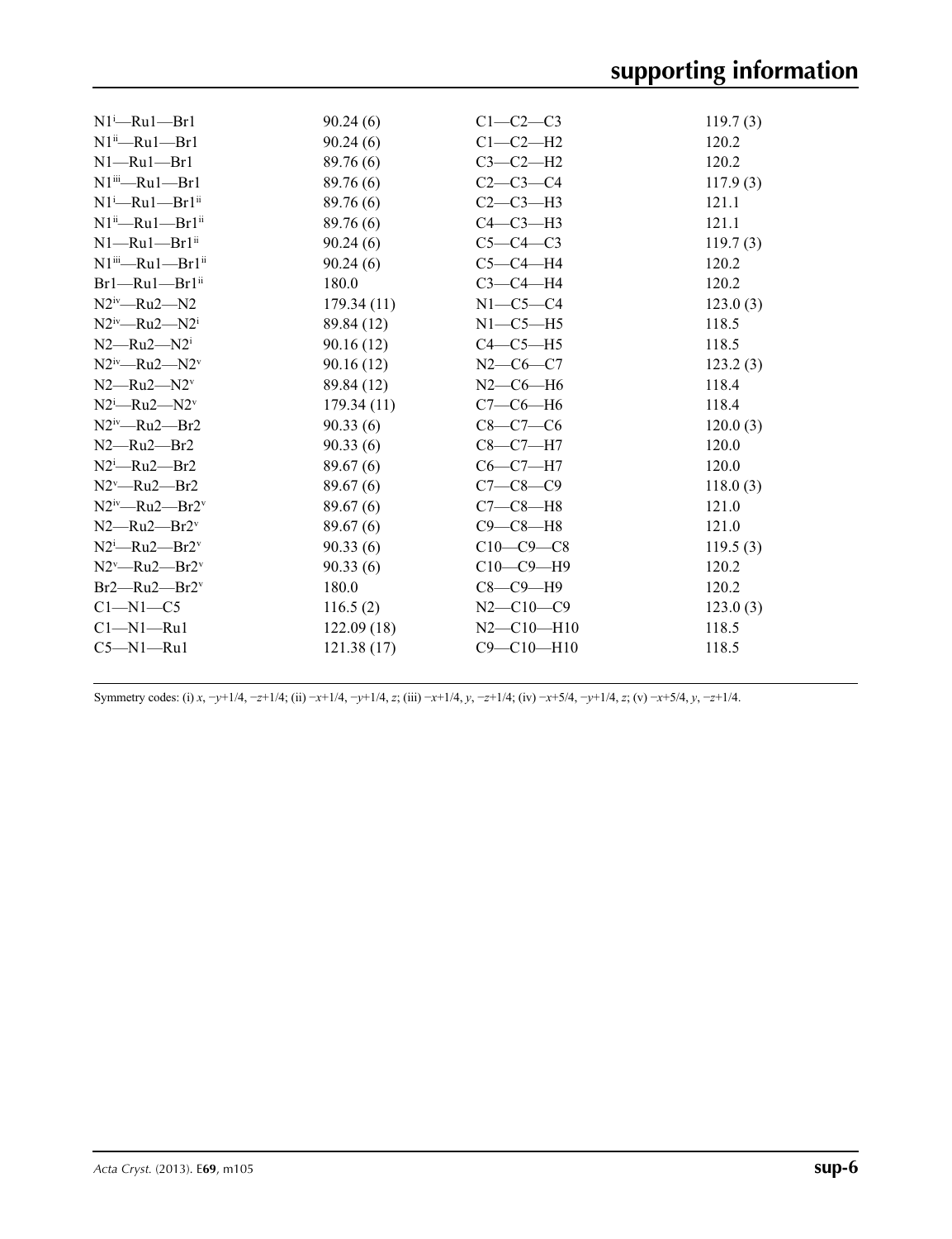| | | | |
|---|---|---|---|
| N1$^{i}$—Ru1—Br1 | 90.24 (6) | C1—C2—C3 | 119.7 (3) |
| N1$^{ii}$—Ru1—Br1 | 90.24 (6) | C1—C2—H2 | 120.2 |
| N1—Ru1—Br1 | 89.76 (6) | C3—C2—H2 | 120.2 |
| N1$^{iii}$—Ru1—Br1 | 89.76 (6) | C2—C3—C4 | 117.9 (3) |
| N1$^{i}$—Ru1—Br1$^{ii}$ | 89.76 (6) | C2—C3—H3 | 121.1 |
| N1$^{ii}$—Ru1—Br1$^{ii}$ | 89.76 (6) | C4—C3—H3 | 121.1 |
| N1—Ru1—Br1$^{ii}$ | 90.24 (6) | C5—C4—C3 | 119.7 (3) |
| N1$^{iii}$—Ru1—Br1$^{ii}$ | 90.24 (6) | C5—C4—H4 | 120.2 |
| Br1—Ru1—Br1$^{ii}$ | 180.0 | C3—C4—H4 | 120.2 |
| N2$^{iv}$—Ru2—N2 | 179.34 (11) | N1—C5—C4 | 123.0 (3) |
| N2$^{iv}$—Ru2—N2$^{i}$ | 89.84 (12) | N1—C5—H5 | 118.5 |
| N2—Ru2—N2$^{i}$ | 90.16 (12) | C4—C5—H5 | 118.5 |
| N2$^{iv}$—Ru2—N2$^{v}$ | 90.16 (12) | N2—C6—C7 | 123.2 (3) |
| N2—Ru2—N2$^{v}$ | 89.84 (12) | N2—C6—H6 | 118.4 |
| N2$^{i}$—Ru2—N2$^{v}$ | 179.34 (11) | C7—C6—H6 | 118.4 |
| N2$^{iv}$—Ru2—Br2 | 90.33 (6) | C8—C7—C6 | 120.0 (3) |
| N2—Ru2—Br2 | 90.33 (6) | C8—C7—H7 | 120.0 |
| N2$^{i}$—Ru2—Br2 | 89.67 (6) | C6—C7—H7 | 120.0 |
| N2$^{v}$—Ru2—Br2 | 89.67 (6) | C7—C8—C9 | 118.0 (3) |
| N2$^{iv}$—Ru2—Br2$^{v}$ | 89.67 (6) | C7—C8—H8 | 121.0 |
| N2—Ru2—Br2$^{v}$ | 89.67 (6) | C9—C8—H8 | 121.0 |
| N2$^{i}$—Ru2—Br2$^{v}$ | 90.33 (6) | C10—C9—C8 | 119.5 (3) |
| N2$^{v}$—Ru2—Br2$^{v}$ | 90.33 (6) | C10—C9—H9 | 120.2 |
| Br2—Ru2—Br2$^{v}$ | 180.0 | C8—C9—H9 | 120.2 |
| C1—N1—C5 | 116.5 (2) | N2—C10—C9 | 123.0 (3) |
| C1—N1—Ru1 | 122.09 (18) | N2—C10—H10 | 118.5 |
| C5—N1—Ru1 | 121.38 (17) | C9—C10—H10 | 118.5 |

Symmetry codes: (i) $x, -y+1/4, -z+1/4$; (ii) $-x+1/4, -y+1/4, z$; (iii) $-x+1/4, y, -z+1/4$; (iv) $-x+5/4, -y+1/4, z$; (v) $-x+5/4, y, -z+1/4$.